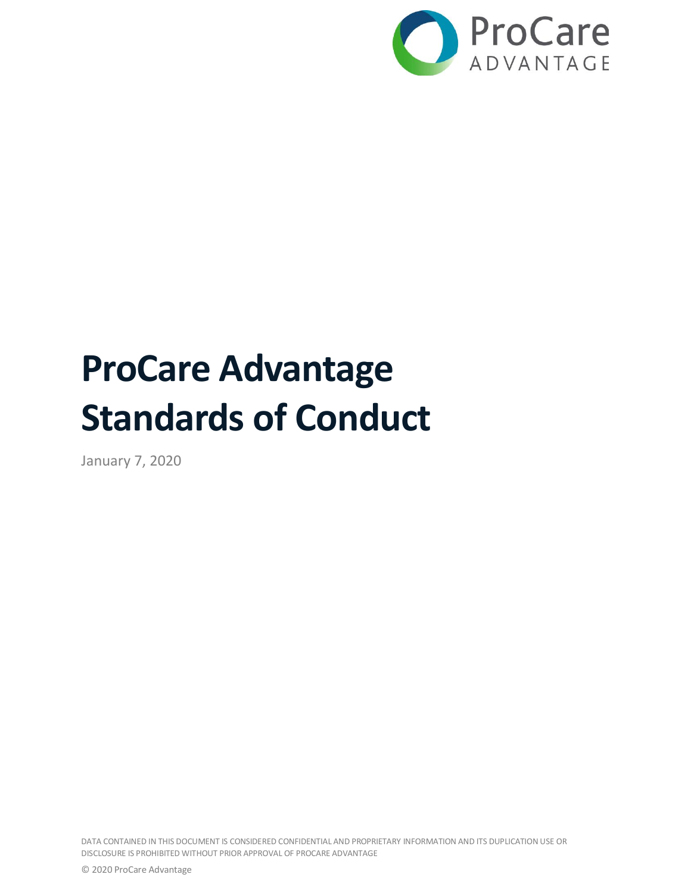ProCare
ADVANTAGE

# ProCare Advantage Standards of Conduct

January 7, 2020

DATA CONTAINED IN THIS DOCUMENT IS CONSIDERED CONFIDENTIAL AND PROPRIETARY INFORMATION AND ITS DUPLICATION USE OR DISCLOSURE IS PROHIBITED WITHOUT PRIOR APPROVAL OF PROCARE ADVANTAGE

© 2020 ProCare Advantage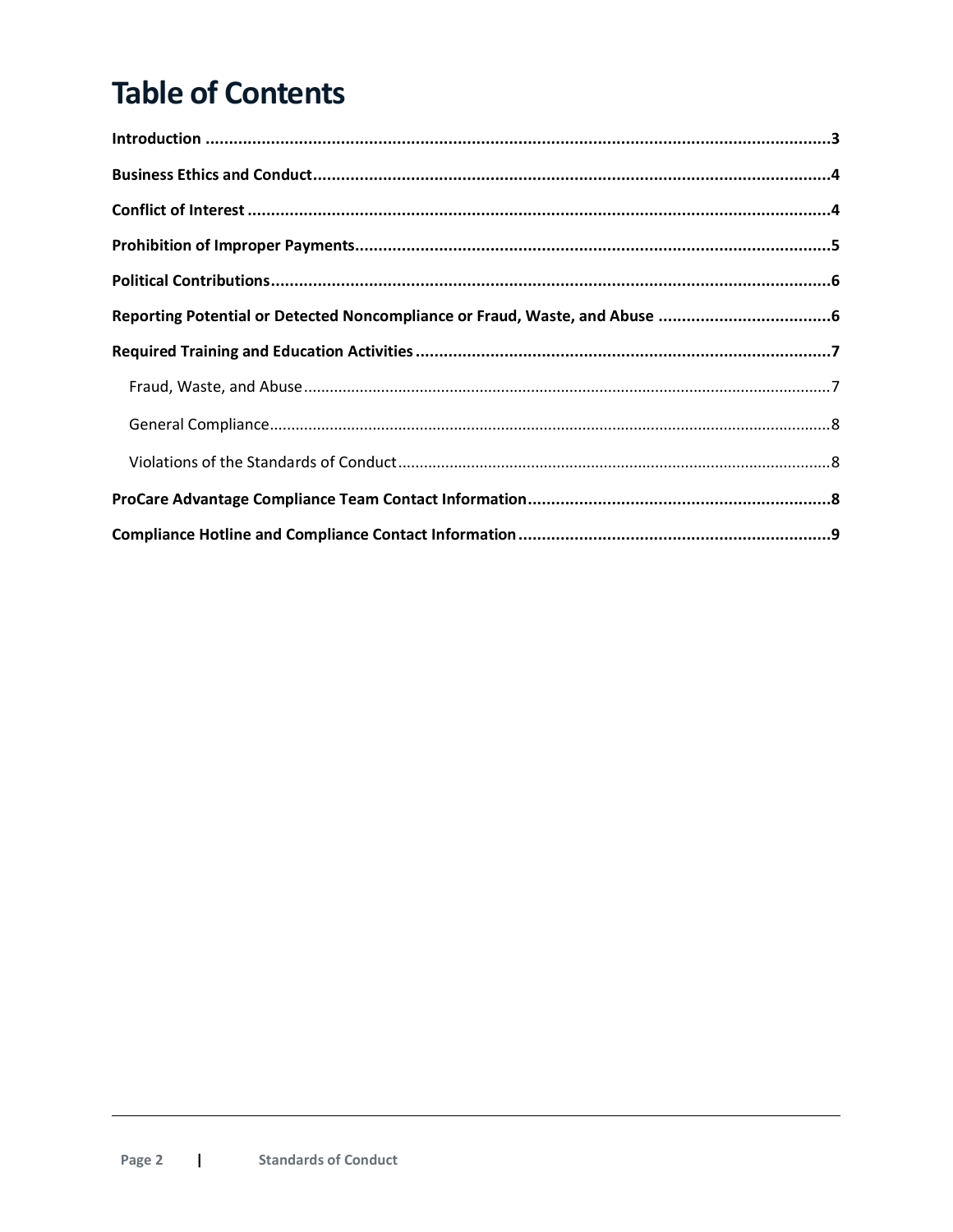# Table of Contents

**Introduction** ..... **3**

**Business Ethics and Conduct** ..... **4**

**Conflict of Interest** ..... **4**

**Prohibition of Improper Payments** ..... **5**

**Political Contributions** ..... **6**

**Reporting Potential or Detected Noncompliance or Fraud, Waste, and Abuse** ..... **6**

**Required Training and Education Activities** ..... **7**

- Fraud, Waste, and Abuse ..... 7
- General Compliance ..... 8
- Violations of the Standards of Conduct ..... 8

**ProCare Advantage Compliance Team Contact Information** ..... **8**

**Compliance Hotline and Compliance Contact Information** ..... **9**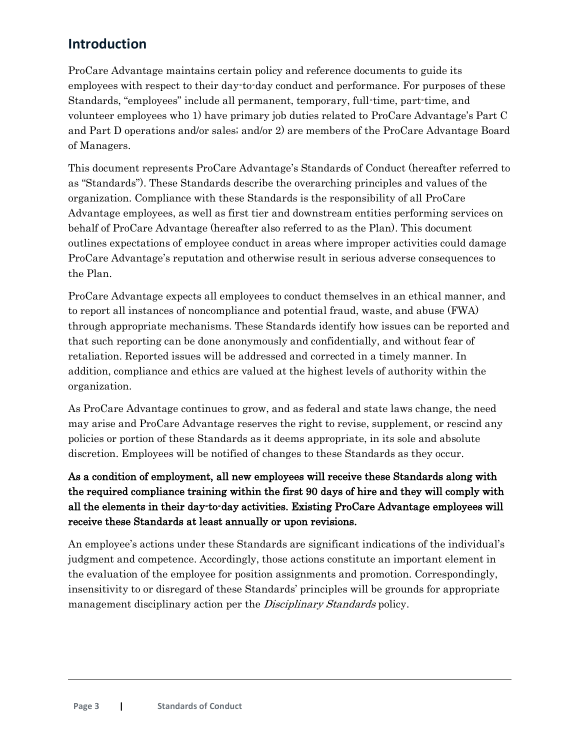## Introduction

ProCare Advantage maintains certain policy and reference documents to guide its employees with respect to their day-to-day conduct and performance. For purposes of these Standards, "employees" include all permanent, temporary, full-time, part-time, and volunteer employees who 1) have primary job duties related to ProCare Advantage's Part C and Part D operations and/or sales; and/or 2) are members of the ProCare Advantage Board of Managers.

This document represents ProCare Advantage's Standards of Conduct (hereafter referred to as "Standards"). These Standards describe the overarching principles and values of the organization. Compliance with these Standards is the responsibility of all ProCare Advantage employees, as well as first tier and downstream entities performing services on behalf of ProCare Advantage (hereafter also referred to as the Plan). This document outlines expectations of employee conduct in areas where improper activities could damage ProCare Advantage's reputation and otherwise result in serious adverse consequences to the Plan.

ProCare Advantage expects all employees to conduct themselves in an ethical manner, and to report all instances of noncompliance and potential fraud, waste, and abuse (FWA) through appropriate mechanisms. These Standards identify how issues can be reported and that such reporting can be done anonymously and confidentially, and without fear of retaliation. Reported issues will be addressed and corrected in a timely manner. In addition, compliance and ethics are valued at the highest levels of authority within the organization.

As ProCare Advantage continues to grow, and as federal and state laws change, the need may arise and ProCare Advantage reserves the right to revise, supplement, or rescind any policies or portion of these Standards as it deems appropriate, in its sole and absolute discretion. Employees will be notified of changes to these Standards as they occur.

**As a condition of employment, all new employees will receive these Standards along with the required compliance training within the first 90 days of hire and they will comply with all the elements in their day-to-day activities. Existing ProCare Advantage employees will receive these Standards at least annually or upon revisions.**

An employee's actions under these Standards are significant indications of the individual's judgment and competence. Accordingly, those actions constitute an important element in the evaluation of the employee for position assignments and promotion. Correspondingly, insensitivity to or disregard of these Standards' principles will be grounds for appropriate management disciplinary action per the *Disciplinary Standards* policy.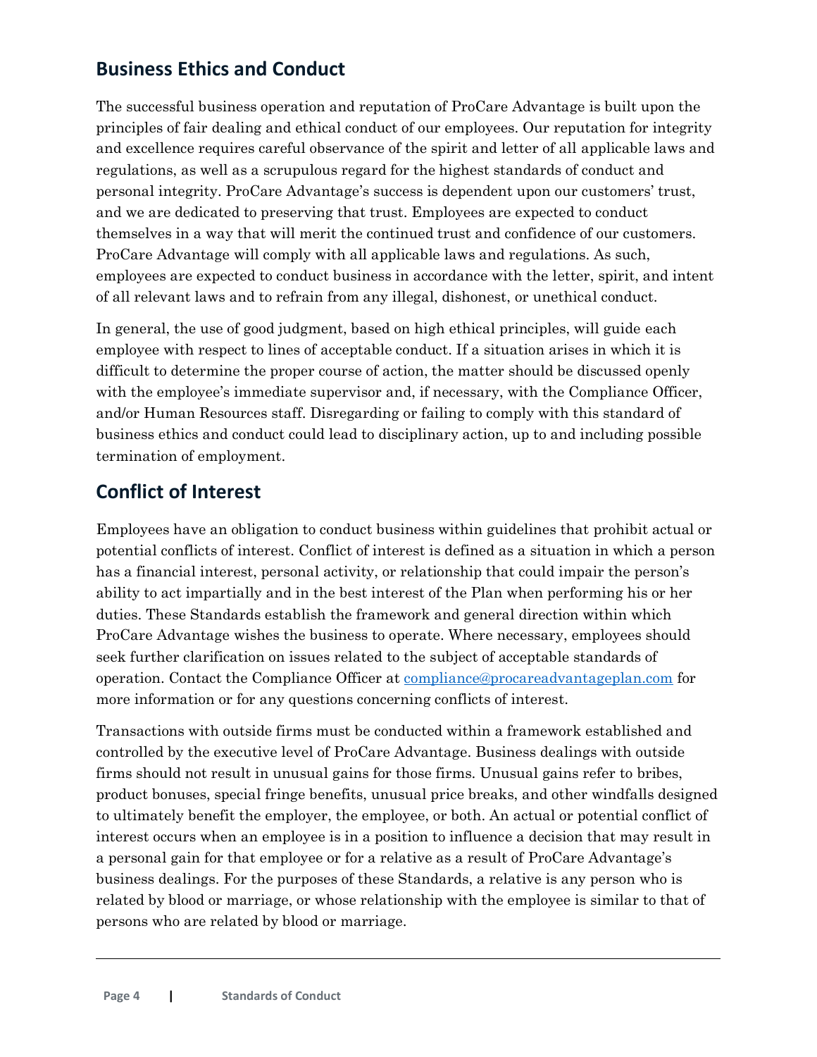## Business Ethics and Conduct

The successful business operation and reputation of ProCare Advantage is built upon the principles of fair dealing and ethical conduct of our employees. Our reputation for integrity and excellence requires careful observance of the spirit and letter of all applicable laws and regulations, as well as a scrupulous regard for the highest standards of conduct and personal integrity. ProCare Advantage's success is dependent upon our customers' trust, and we are dedicated to preserving that trust. Employees are expected to conduct themselves in a way that will merit the continued trust and confidence of our customers. ProCare Advantage will comply with all applicable laws and regulations. As such, employees are expected to conduct business in accordance with the letter, spirit, and intent of all relevant laws and to refrain from any illegal, dishonest, or unethical conduct.

In general, the use of good judgment, based on high ethical principles, will guide each employee with respect to lines of acceptable conduct. If a situation arises in which it is difficult to determine the proper course of action, the matter should be discussed openly with the employee's immediate supervisor and, if necessary, with the Compliance Officer, and/or Human Resources staff. Disregarding or failing to comply with this standard of business ethics and conduct could lead to disciplinary action, up to and including possible termination of employment.

## Conflict of Interest

Employees have an obligation to conduct business within guidelines that prohibit actual or potential conflicts of interest. Conflict of interest is defined as a situation in which a person has a financial interest, personal activity, or relationship that could impair the person's ability to act impartially and in the best interest of the Plan when performing his or her duties. These Standards establish the framework and general direction within which ProCare Advantage wishes the business to operate. Where necessary, employees should seek further clarification on issues related to the subject of acceptable standards of operation. Contact the Compliance Officer at [compliance@procareadvantageplan.com](mailto:compliance@procareadvantageplan.com) for more information or for any questions concerning conflicts of interest.

Transactions with outside firms must be conducted within a framework established and controlled by the executive level of ProCare Advantage. Business dealings with outside firms should not result in unusual gains for those firms. Unusual gains refer to bribes, product bonuses, special fringe benefits, unusual price breaks, and other windfalls designed to ultimately benefit the employer, the employee, or both. An actual or potential conflict of interest occurs when an employee is in a position to influence a decision that may result in a personal gain for that employee or for a relative as a result of ProCare Advantage's business dealings. For the purposes of these Standards, a relative is any person who is related by blood or marriage, or whose relationship with the employee is similar to that of persons who are related by blood or marriage.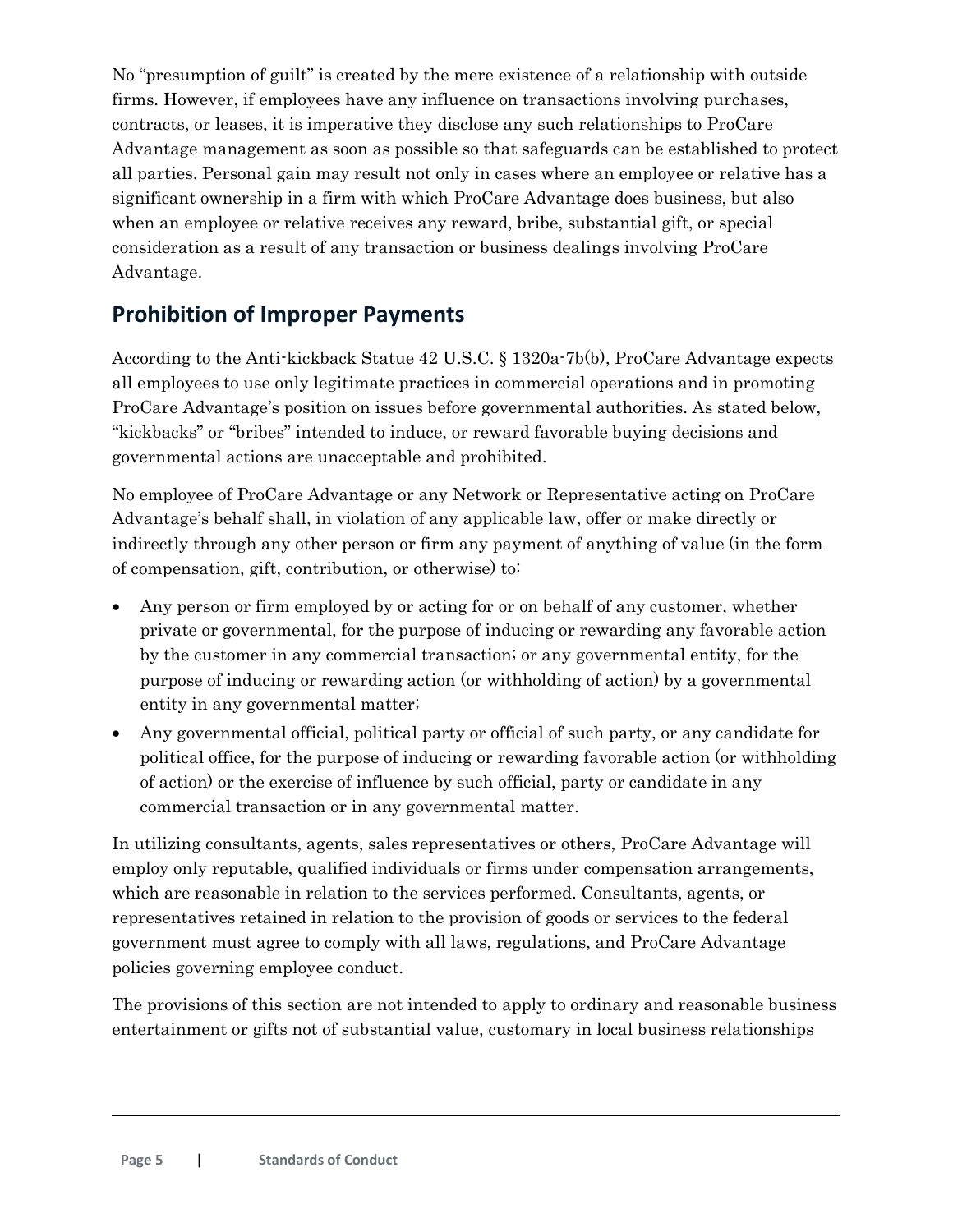No "presumption of guilt" is created by the mere existence of a relationship with outside firms. However, if employees have any influence on transactions involving purchases, contracts, or leases, it is imperative they disclose any such relationships to ProCare Advantage management as soon as possible so that safeguards can be established to protect all parties. Personal gain may result not only in cases where an employee or relative has a significant ownership in a firm with which ProCare Advantage does business, but also when an employee or relative receives any reward, bribe, substantial gift, or special consideration as a result of any transaction or business dealings involving ProCare Advantage.

## Prohibition of Improper Payments

According to the Anti-kickback Statue 42 U.S.C. § 1320a-7b(b), ProCare Advantage expects all employees to use only legitimate practices in commercial operations and in promoting ProCare Advantage's position on issues before governmental authorities. As stated below, "kickbacks" or "bribes" intended to induce, or reward favorable buying decisions and governmental actions are unacceptable and prohibited.

No employee of ProCare Advantage or any Network or Representative acting on ProCare Advantage's behalf shall, in violation of any applicable law, offer or make directly or indirectly through any other person or firm any payment of anything of value (in the form of compensation, gift, contribution, or otherwise) to:

- Any person or firm employed by or acting for or on behalf of any customer, whether private or governmental, for the purpose of inducing or rewarding any favorable action by the customer in any commercial transaction; or any governmental entity, for the purpose of inducing or rewarding action (or withholding of action) by a governmental entity in any governmental matter;
- Any governmental official, political party or official of such party, or any candidate for political office, for the purpose of inducing or rewarding favorable action (or withholding of action) or the exercise of influence by such official, party or candidate in any commercial transaction or in any governmental matter.

In utilizing consultants, agents, sales representatives or others, ProCare Advantage will employ only reputable, qualified individuals or firms under compensation arrangements, which are reasonable in relation to the services performed. Consultants, agents, or representatives retained in relation to the provision of goods or services to the federal government must agree to comply with all laws, regulations, and ProCare Advantage policies governing employee conduct.

The provisions of this section are not intended to apply to ordinary and reasonable business entertainment or gifts not of substantial value, customary in local business relationships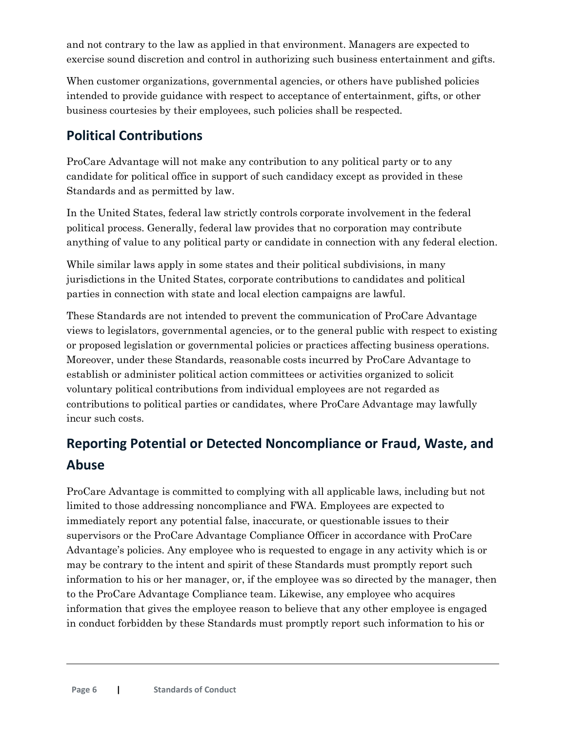and not contrary to the law as applied in that environment. Managers are expected to exercise sound discretion and control in authorizing such business entertainment and gifts.

When customer organizations, governmental agencies, or others have published policies intended to provide guidance with respect to acceptance of entertainment, gifts, or other business courtesies by their employees, such policies shall be respected.

## Political Contributions

ProCare Advantage will not make any contribution to any political party or to any candidate for political office in support of such candidacy except as provided in these Standards and as permitted by law.

In the United States, federal law strictly controls corporate involvement in the federal political process. Generally, federal law provides that no corporation may contribute anything of value to any political party or candidate in connection with any federal election.

While similar laws apply in some states and their political subdivisions, in many jurisdictions in the United States, corporate contributions to candidates and political parties in connection with state and local election campaigns are lawful.

These Standards are not intended to prevent the communication of ProCare Advantage views to legislators, governmental agencies, or to the general public with respect to existing or proposed legislation or governmental policies or practices affecting business operations. Moreover, under these Standards, reasonable costs incurred by ProCare Advantage to establish or administer political action committees or activities organized to solicit voluntary political contributions from individual employees are not regarded as contributions to political parties or candidates, where ProCare Advantage may lawfully incur such costs.

## Reporting Potential or Detected Noncompliance or Fraud, Waste, and Abuse

ProCare Advantage is committed to complying with all applicable laws, including but not limited to those addressing noncompliance and FWA. Employees are expected to immediately report any potential false, inaccurate, or questionable issues to their supervisors or the ProCare Advantage Compliance Officer in accordance with ProCare Advantage's policies. Any employee who is requested to engage in any activity which is or may be contrary to the intent and spirit of these Standards must promptly report such information to his or her manager, or, if the employee was so directed by the manager, then to the ProCare Advantage Compliance team. Likewise, any employee who acquires information that gives the employee reason to believe that any other employee is engaged in conduct forbidden by these Standards must promptly report such information to his or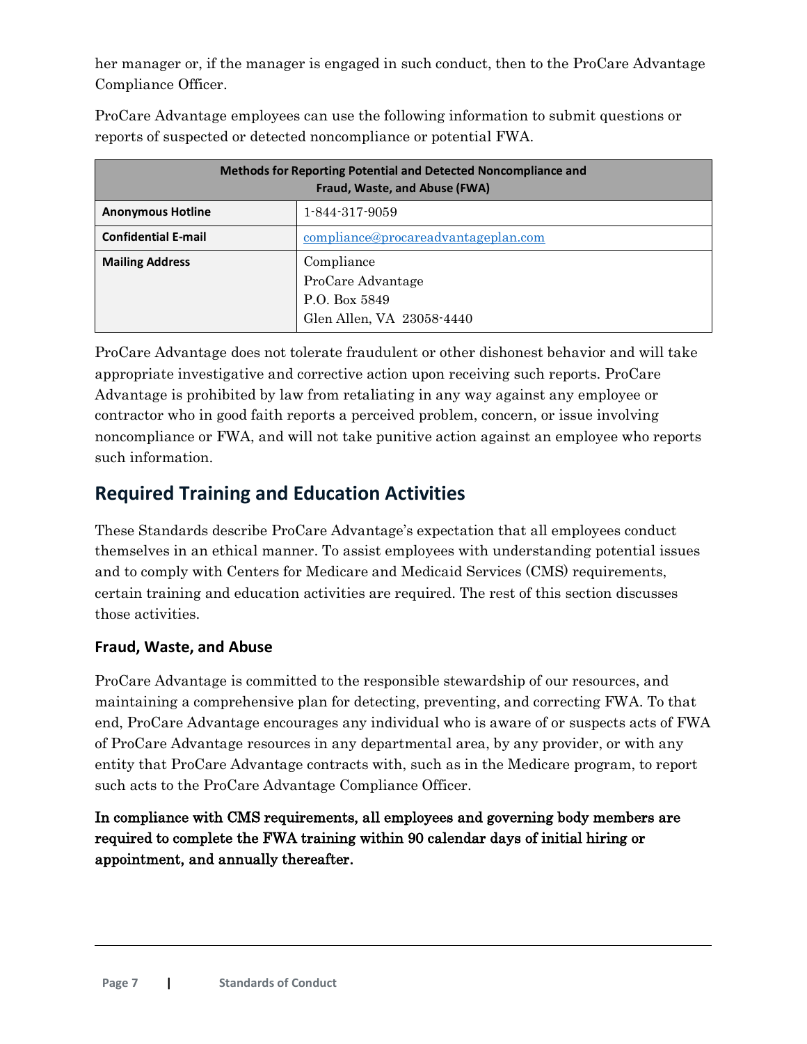her manager or, if the manager is engaged in such conduct, then to the ProCare Advantage Compliance Officer.

ProCare Advantage employees can use the following information to submit questions or reports of suspected or detected noncompliance or potential FWA.

| Methods for Reporting Potential and Detected Noncompliance and Fraud, Waste, and Abuse (FWA) | |
|---|---|
| **Anonymous Hotline** | 1-844-317-9059 |
| **Confidential E-mail** | compliance@procareadvantageplan.com |
| **Mailing Address** | Compliance<br>ProCare Advantage<br>P.O. Box 5849<br>Glen Allen, VA 23058-4440 |

ProCare Advantage does not tolerate fraudulent or other dishonest behavior and will take appropriate investigative and corrective action upon receiving such reports. ProCare Advantage is prohibited by law from retaliating in any way against any employee or contractor who in good faith reports a perceived problem, concern, or issue involving noncompliance or FWA, and will not take punitive action against an employee who reports such information.

## Required Training and Education Activities

These Standards describe ProCare Advantage's expectation that all employees conduct themselves in an ethical manner. To assist employees with understanding potential issues and to comply with Centers for Medicare and Medicaid Services (CMS) requirements, certain training and education activities are required. The rest of this section discusses those activities.

### Fraud, Waste, and Abuse

ProCare Advantage is committed to the responsible stewardship of our resources, and maintaining a comprehensive plan for detecting, preventing, and correcting FWA. To that end, ProCare Advantage encourages any individual who is aware of or suspects acts of FWA of ProCare Advantage resources in any departmental area, by any provider, or with any entity that ProCare Advantage contracts with, such as in the Medicare program, to report such acts to the ProCare Advantage Compliance Officer.

**In compliance with CMS requirements, all employees and governing body members are required to complete the FWA training within 90 calendar days of initial hiring or appointment, and annually thereafter.**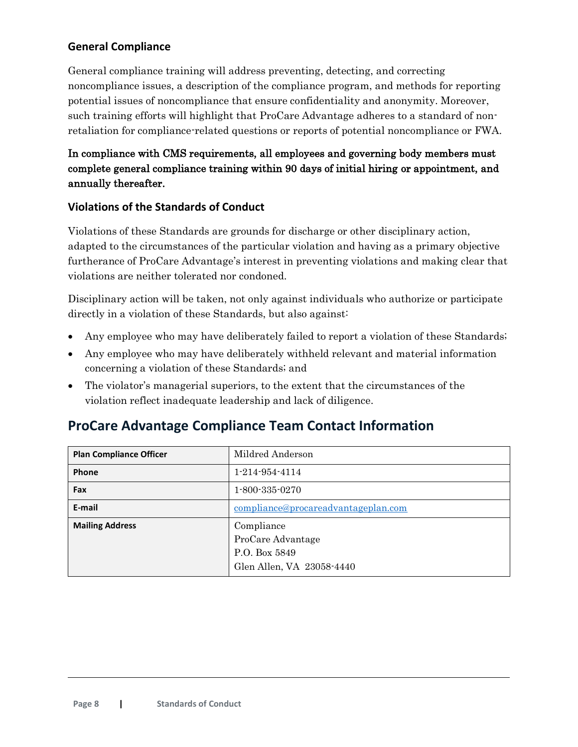### General Compliance

General compliance training will address preventing, detecting, and correcting noncompliance issues, a description of the compliance program, and methods for reporting potential issues of noncompliance that ensure confidentiality and anonymity. Moreover, such training efforts will highlight that ProCare Advantage adheres to a standard of non-retaliation for compliance-related questions or reports of potential noncompliance or FWA.

**In compliance with CMS requirements, all employees and governing body members must complete general compliance training within 90 days of initial hiring or appointment, and annually thereafter.**

### Violations of the Standards of Conduct

Violations of these Standards are grounds for discharge or other disciplinary action, adapted to the circumstances of the particular violation and having as a primary objective furtherance of ProCare Advantage's interest in preventing violations and making clear that violations are neither tolerated nor condoned.

Disciplinary action will be taken, not only against individuals who authorize or participate directly in a violation of these Standards, but also against:

- Any employee who may have deliberately failed to report a violation of these Standards;
- Any employee who may have deliberately withheld relevant and material information concerning a violation of these Standards; and
- The violator's managerial superiors, to the extent that the circumstances of the violation reflect inadequate leadership and lack of diligence.

## ProCare Advantage Compliance Team Contact Information

| **Plan Compliance Officer** | Mildred Anderson |
|---|---|
| **Phone** | 1-214-954-4114 |
| **Fax** | 1-800-335-0270 |
| **E-mail** | compliance@procareadvantageplan.com |
| **Mailing Address** | Compliance<br>ProCare Advantage<br>P.O. Box 5849<br>Glen Allen, VA 23058-4440 |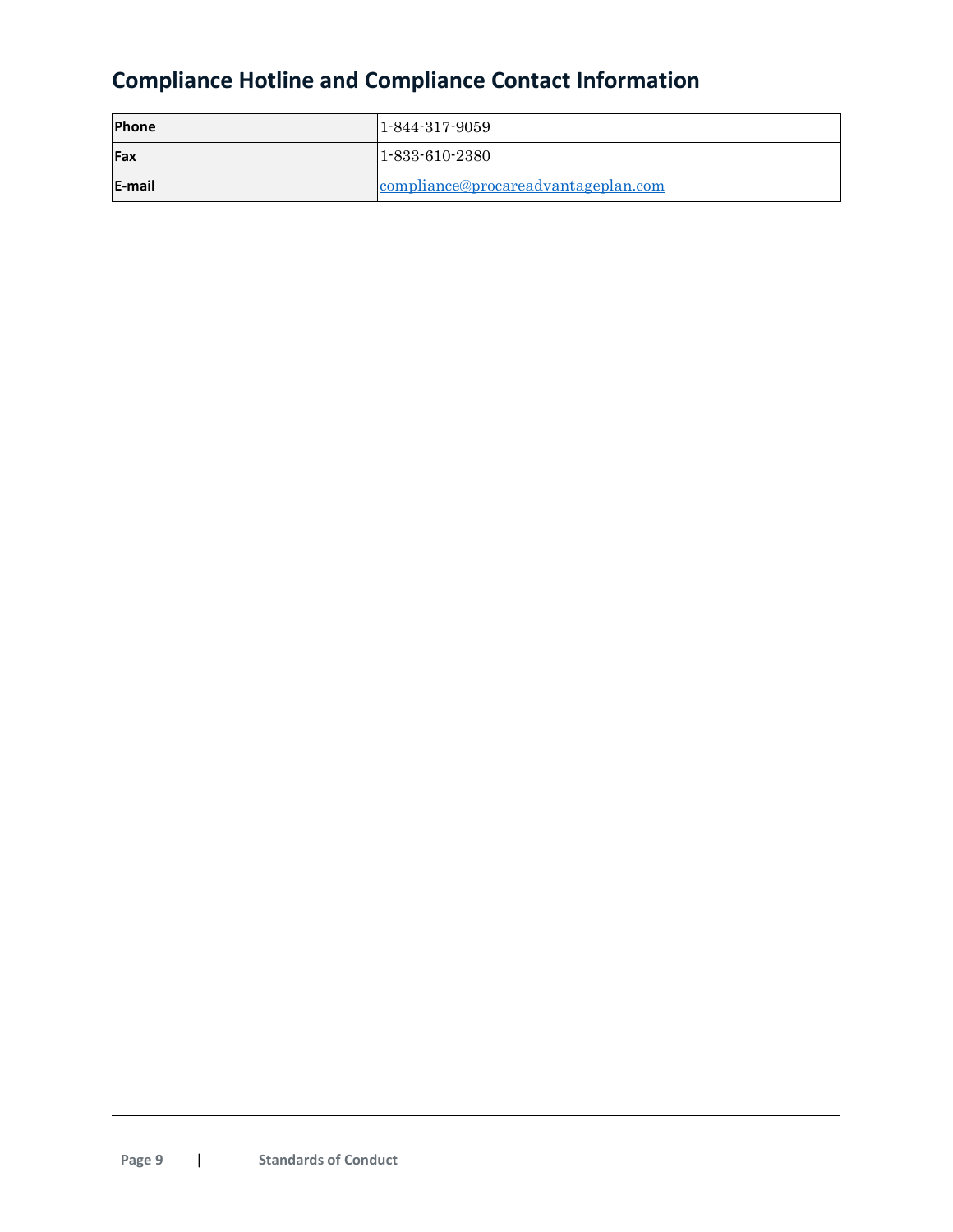## Compliance Hotline and Compliance Contact Information

| | |
|---|---|
| **Phone** | 1-844-317-9059 |
| **Fax** | 1-833-610-2380 |
| **E-mail** | compliance@procareadvantageplan.com |